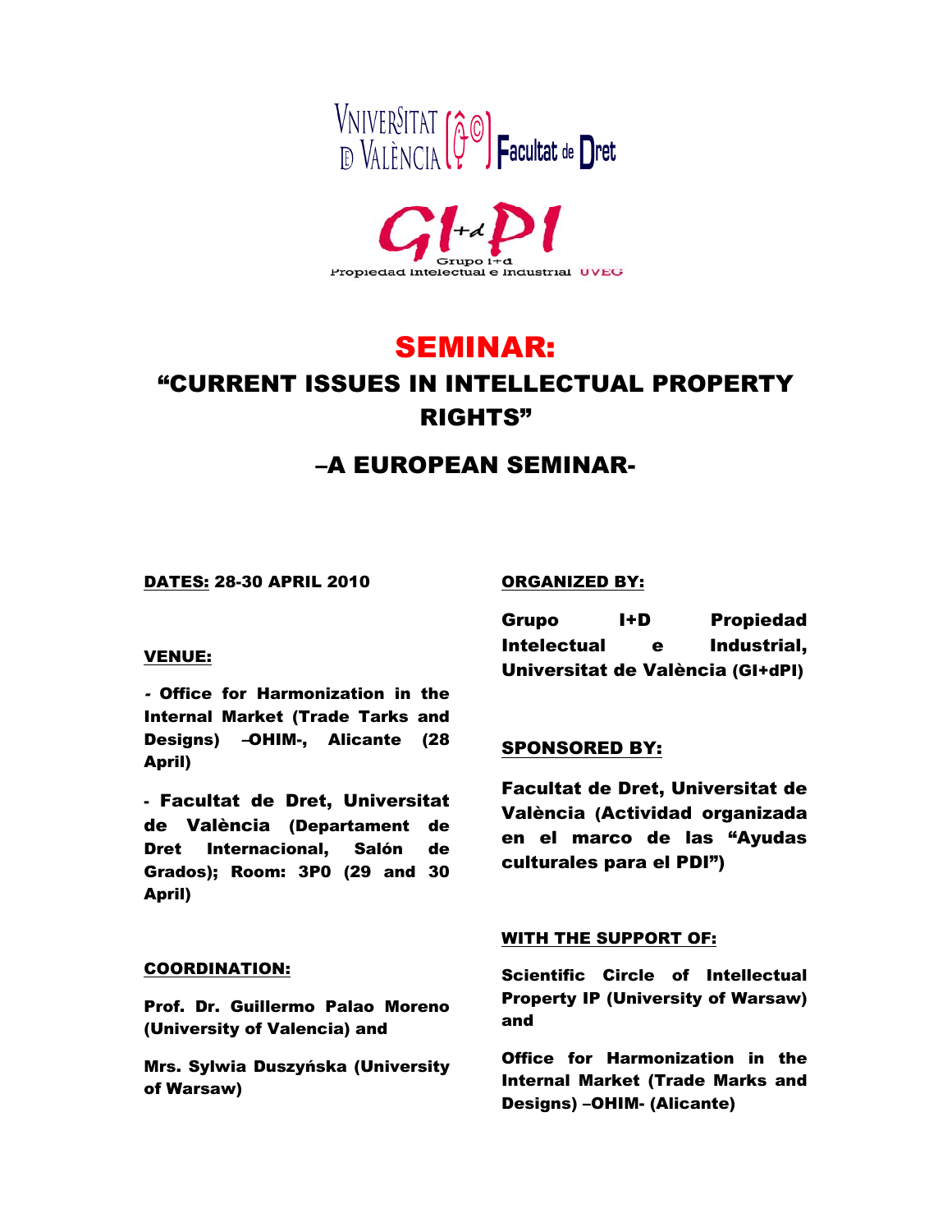VNIVERSITAT DE VALÈNCIA Facultat de Dret

GI+d PI
Grupo I+d
Propiedad Intelectual e Industrial UVEG

# SEMINAR:

## "CURRENT ISSUES IN INTELLECTUAL PROPERTY RIGHTS"

## –A EUROPEAN SEMINAR-

**DATES:** **28-30 APRIL 2010**

**VENUE:**

**- Office for Harmonization in the Internal Market (Trade Tarks and Designs) –OHIM-, Alicante (28 April)**

**- Facultat de Dret, Universitat de València (Departament de Dret Internacional, Salón de Grados); Room: 3P0 (29 and 30 April)**

**COORDINATION:**

**Prof. Dr. Guillermo Palao Moreno (University of Valencia) and**

**Mrs. Sylwia Duszyńska (University of Warsaw)**

**ORGANIZED BY:**

**Grupo I+D Propiedad Intelectual e Industrial, Universitat de València (GI+dPI)**

**SPONSORED BY:**

**Facultat de Dret, Universitat de València (Actividad organizada en el marco de las "Ayudas culturales para el PDI")**

**WITH THE SUPPORT OF:**

**Scientific Circle of Intellectual Property IP (University of Warsaw) and**

**Office for Harmonization in the Internal Market (Trade Marks and Designs) –OHIM- (Alicante)**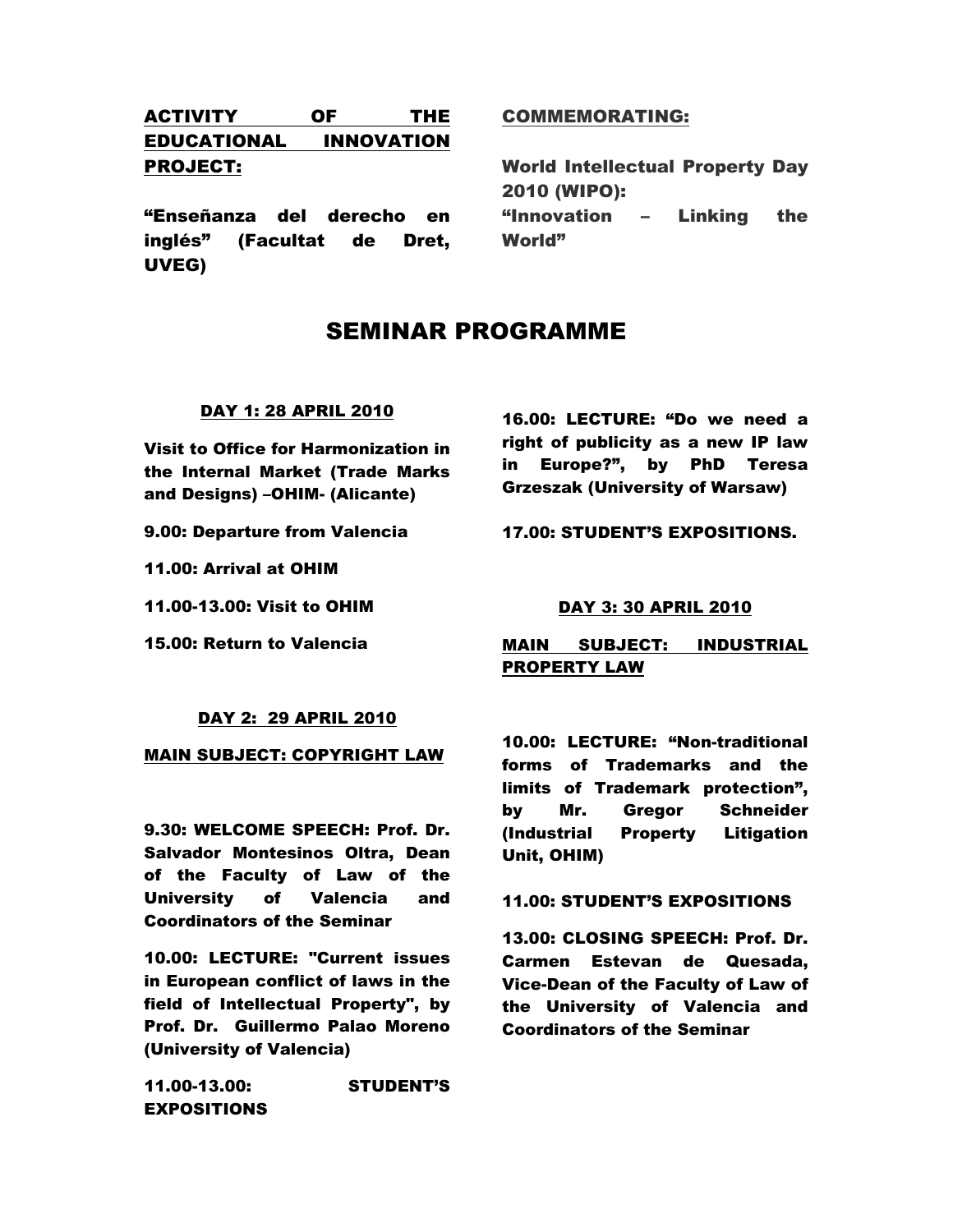**ACTIVITY OF THE EDUCATIONAL INNOVATION PROJECT:**

**"Enseñanza del derecho en inglés" (Facultat de Dret, UVEG)**

**COMMEMORATING:**

**World Intellectual Property Day 2010 (WIPO):**
**"Innovation – Linking the World"**

# SEMINAR PROGRAMME

## DAY 1: 28 APRIL 2010

**Visit to Office for Harmonization in the Internal Market (Trade Marks and Designs) –OHIM- (Alicante)**

**9.00: Departure from Valencia**

**11.00: Arrival at OHIM**

**11.00-13.00: Visit to OHIM**

**15.00: Return to Valencia**

## DAY 2: 29 APRIL 2010

**MAIN SUBJECT: COPYRIGHT LAW**

**9.30: WELCOME SPEECH: Prof. Dr. Salvador Montesinos Oltra, Dean of the Faculty of Law of the University of Valencia and Coordinators of the Seminar**

**10.00: LECTURE: "Current issues in European conflict of laws in the field of Intellectual Property", by Prof. Dr. Guillermo Palao Moreno (University of Valencia)**

**11.00-13.00: STUDENT'S EXPOSITIONS**

**16.00: LECTURE: "Do we need a right of publicity as a new IP law in Europe?", by PhD Teresa Grzeszak (University of Warsaw)**

**17.00: STUDENT'S EXPOSITIONS.**

## DAY 3: 30 APRIL 2010

**MAIN SUBJECT: INDUSTRIAL PROPERTY LAW**

**10.00: LECTURE: "Non-traditional forms of Trademarks and the limits of Trademark protection", by Mr. Gregor Schneider (Industrial Property Litigation Unit, OHIM)**

**11.00: STUDENT'S EXPOSITIONS**

**13.00: CLOSING SPEECH: Prof. Dr. Carmen Estevan de Quesada, Vice-Dean of the Faculty of Law of the University of Valencia and Coordinators of the Seminar**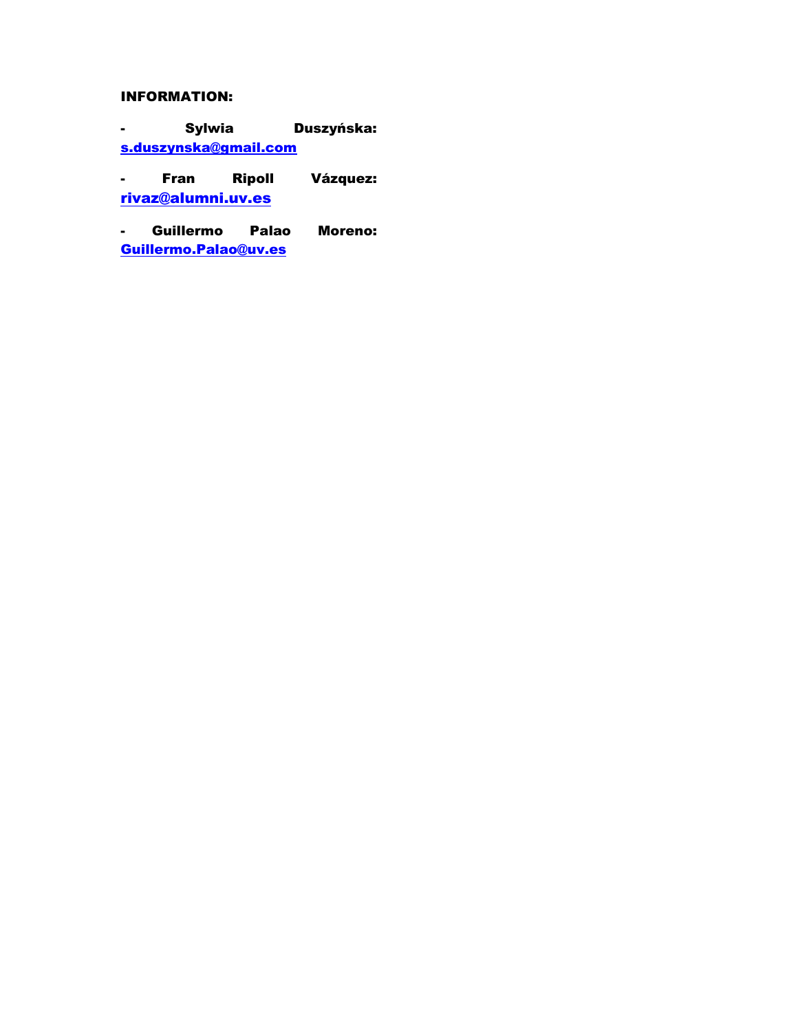**INFORMATION:**

- **Sylwia Duszyńska: s.duszynska@gmail.com**

- **Fran Ripoll Vázquez: rivaz@alumni.uv.es**

- **Guillermo Palao Moreno: Guillermo.Palao@uv.es**